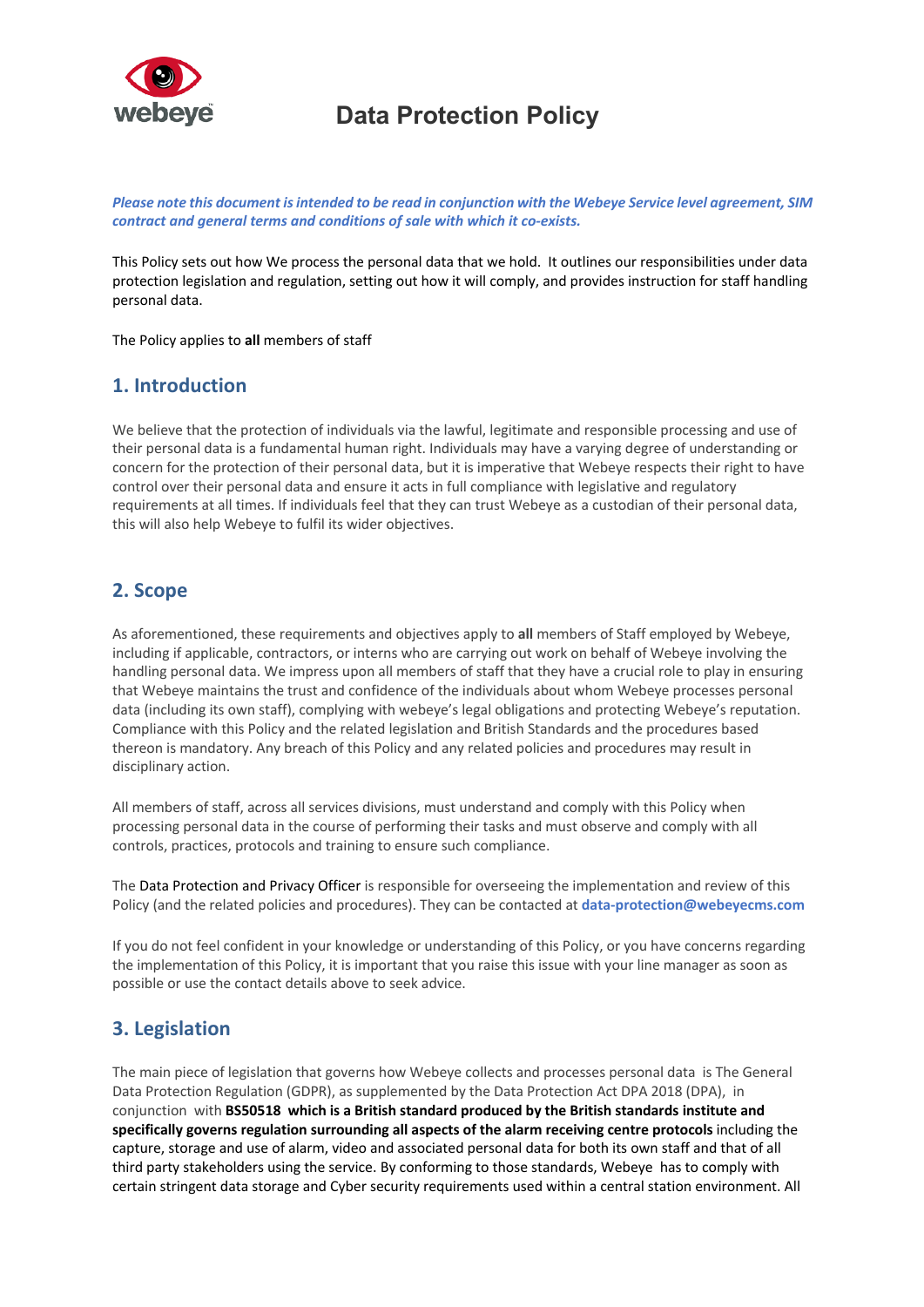# Data Protection Policy

***Please note this document is intended to be read in conjunction with the Webeye Service level agreement, SIM contract and general terms and conditions of sale with which it co-exists.***

This Policy sets out how We process the personal data that we hold. It outlines our responsibilities under data protection legislation and regulation, setting out how it will comply, and provides instruction for staff handling personal data.

The Policy applies to **all** members of staff

## 1. Introduction

We believe that the protection of individuals via the lawful, legitimate and responsible processing and use of their personal data is a fundamental human right. Individuals may have a varying degree of understanding or concern for the protection of their personal data, but it is imperative that Webeye respects their right to have control over their personal data and ensure it acts in full compliance with legislative and regulatory requirements at all times. If individuals feel that they can trust Webeye as a custodian of their personal data, this will also help Webeye to fulfil its wider objectives.

## 2. Scope

As aforementioned, these requirements and objectives apply to **all** members of Staff employed by Webeye, including if applicable, contractors, or interns who are carrying out work on behalf of Webeye involving the handling personal data. We impress upon all members of staff that they have a crucial role to play in ensuring that Webeye maintains the trust and confidence of the individuals about whom Webeye processes personal data (including its own staff), complying with webeye's legal obligations and protecting Webeye's reputation. Compliance with this Policy and the related legislation and British Standards and the procedures based thereon is mandatory. Any breach of this Policy and any related policies and procedures may result in disciplinary action.

All members of staff, across all services divisions, must understand and comply with this Policy when processing personal data in the course of performing their tasks and must observe and comply with all controls, practices, protocols and training to ensure such compliance.

The Data Protection and Privacy Officer is responsible for overseeing the implementation and review of this Policy (and the related policies and procedures). They can be contacted at **data-protection@webeyecms.com**

If you do not feel confident in your knowledge or understanding of this Policy, or you have concerns regarding the implementation of this Policy, it is important that you raise this issue with your line manager as soon as possible or use the contact details above to seek advice.

## 3. Legislation

The main piece of legislation that governs how Webeye collects and processes personal data is The General Data Protection Regulation (GDPR), as supplemented by the Data Protection Act DPA 2018 (DPA), in conjunction with **BS50518 which is a British standard produced by the British standards institute and specifically governs regulation surrounding all aspects of the alarm receiving centre protocols** including the capture, storage and use of alarm, video and associated personal data for both its own staff and that of all third party stakeholders using the service. By conforming to those standards, Webeye has to comply with certain stringent data storage and Cyber security requirements used within a central station environment. All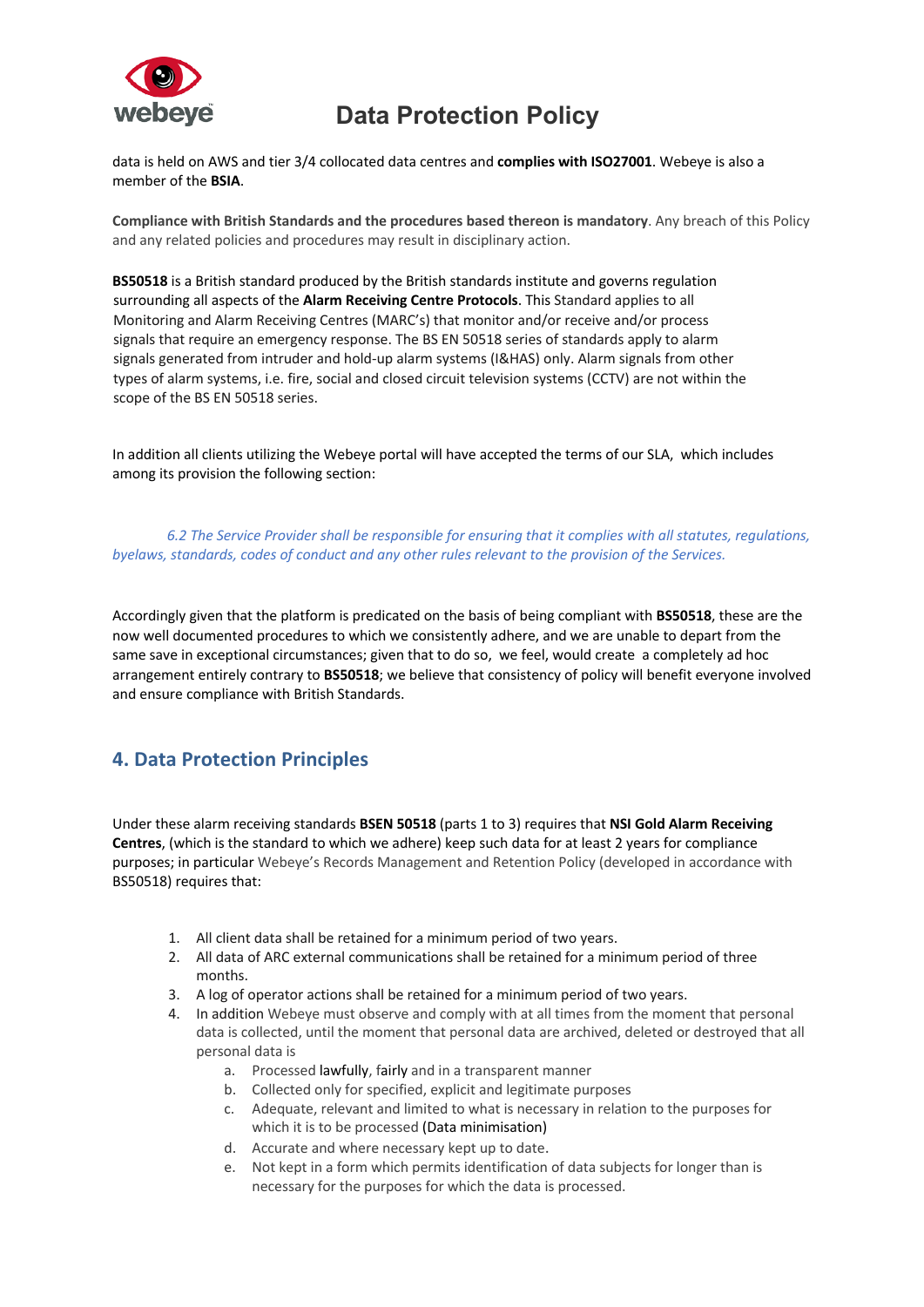data is held on AWS and tier 3/4 collocated data centres and **complies with ISO27001**. Webeye is also a member of the **BSIA**.

**Compliance with British Standards and the procedures based thereon is mandatory**. Any breach of this Policy and any related policies and procedures may result in disciplinary action.

**BS50518** is a British standard produced by the British standards institute and governs regulation surrounding all aspects of the **Alarm Receiving Centre Protocols**. This Standard applies to all Monitoring and Alarm Receiving Centres (MARC's) that monitor and/or receive and/or process signals that require an emergency response. The BS EN 50518 series of standards apply to alarm signals generated from intruder and hold-up alarm systems (I&HAS) only. Alarm signals from other types of alarm systems, i.e. fire, social and closed circuit television systems (CCTV) are not within the scope of the BS EN 50518 series.

In addition all clients utilizing the Webeye portal will have accepted the terms of our SLA, which includes among its provision the following section:

*6.2 The Service Provider shall be responsible for ensuring that it complies with all statutes, regulations, byelaws, standards, codes of conduct and any other rules relevant to the provision of the Services.*

Accordingly given that the platform is predicated on the basis of being compliant with **BS50518**, these are the now well documented procedures to which we consistently adhere, and we are unable to depart from the same save in exceptional circumstances; given that to do so, we feel, would create a completely ad hoc arrangement entirely contrary to **BS50518**; we believe that consistency of policy will benefit everyone involved and ensure compliance with British Standards.

## 4. Data Protection Principles

Under these alarm receiving standards **BSEN 50518** (parts 1 to 3) requires that **NSI Gold Alarm Receiving Centres**, (which is the standard to which we adhere) keep such data for at least 2 years for compliance purposes; in particular Webeye's Records Management and Retention Policy (developed in accordance with BS50518) requires that:

1. All client data shall be retained for a minimum period of two years.
2. All data of ARC external communications shall be retained for a minimum period of three months.
3. A log of operator actions shall be retained for a minimum period of two years.
4. In addition Webeye must observe and comply with at all times from the moment that personal data is collected, until the moment that personal data are archived, deleted or destroyed that all personal data is
    a. Processed lawfully, fairly and in a transparent manner
    b. Collected only for specified, explicit and legitimate purposes
    c. Adequate, relevant and limited to what is necessary in relation to the purposes for which it is to be processed (Data minimisation)
    d. Accurate and where necessary kept up to date.
    e. Not kept in a form which permits identification of data subjects for longer than is necessary for the purposes for which the data is processed.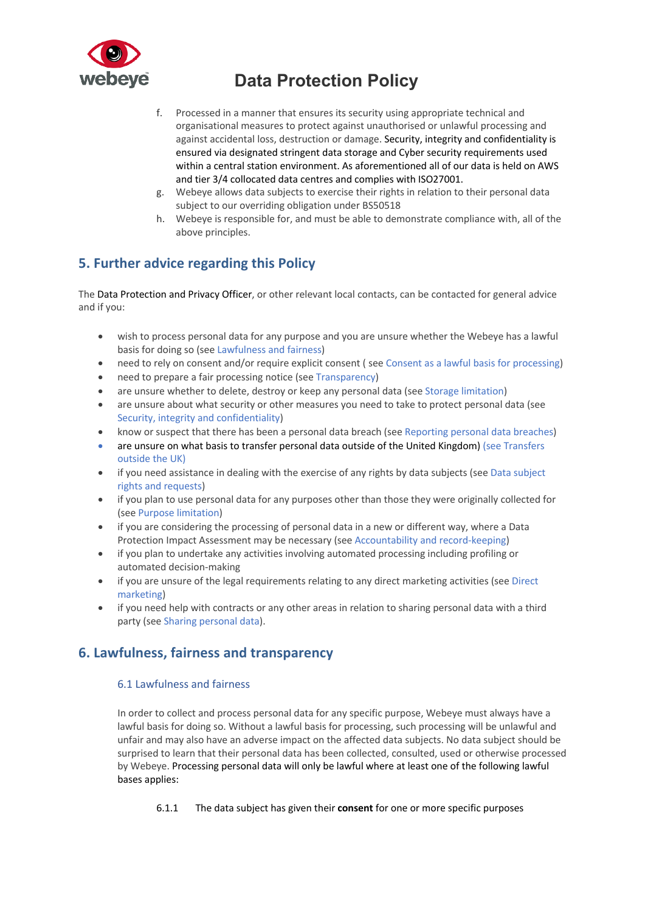f. Processed in a manner that ensures its security using appropriate technical and organisational measures to protect against unauthorised or unlawful processing and against accidental loss, destruction or damage. Security, integrity and confidentiality is ensured via designated stringent data storage and Cyber security requirements used within a central station environment. As aforementioned all of our data is held on AWS and tier 3/4 collocated data centres and complies with ISO27001.
g. Webeye allows data subjects to exercise their rights in relation to their personal data subject to our overriding obligation under BS50518
h. Webeye is responsible for, and must be able to demonstrate compliance with, all of the above principles.

## 5. Further advice regarding this Policy

The Data Protection and Privacy Officer, or other relevant local contacts, can be contacted for general advice and if you:

- wish to process personal data for any purpose and you are unsure whether the Webeye has a lawful basis for doing so (see Lawfulness and fairness)
- need to rely on consent and/or require explicit consent ( see Consent as a lawful basis for processing)
- need to prepare a fair processing notice (see Transparency)
- are unsure whether to delete, destroy or keep any personal data (see Storage limitation)
- are unsure about what security or other measures you need to take to protect personal data (see Security, integrity and confidentiality)
- know or suspect that there has been a personal data breach (see Reporting personal data breaches)
- are unsure on what basis to transfer personal data outside of the United Kingdom) (see Transfers outside the UK)
- if you need assistance in dealing with the exercise of any rights by data subjects (see Data subject rights and requests)
- if you plan to use personal data for any purposes other than those they were originally collected for (see Purpose limitation)
- if you are considering the processing of personal data in a new or different way, where a Data Protection Impact Assessment may be necessary (see Accountability and record-keeping)
- if you plan to undertake any activities involving automated processing including profiling or automated decision-making
- if you are unsure of the legal requirements relating to any direct marketing activities (see Direct marketing)
- if you need help with contracts or any other areas in relation to sharing personal data with a third party (see Sharing personal data).

## 6. Lawfulness, fairness and transparency

### 6.1 Lawfulness and fairness

In order to collect and process personal data for any specific purpose, Webeye must always have a lawful basis for doing so. Without a lawful basis for processing, such processing will be unlawful and unfair and may also have an adverse impact on the affected data subjects. No data subject should be surprised to learn that their personal data has been collected, consulted, used or otherwise processed by Webeye. Processing personal data will only be lawful where at least one of the following lawful bases applies:

6.1.1 The data subject has given their **consent** for one or more specific purposes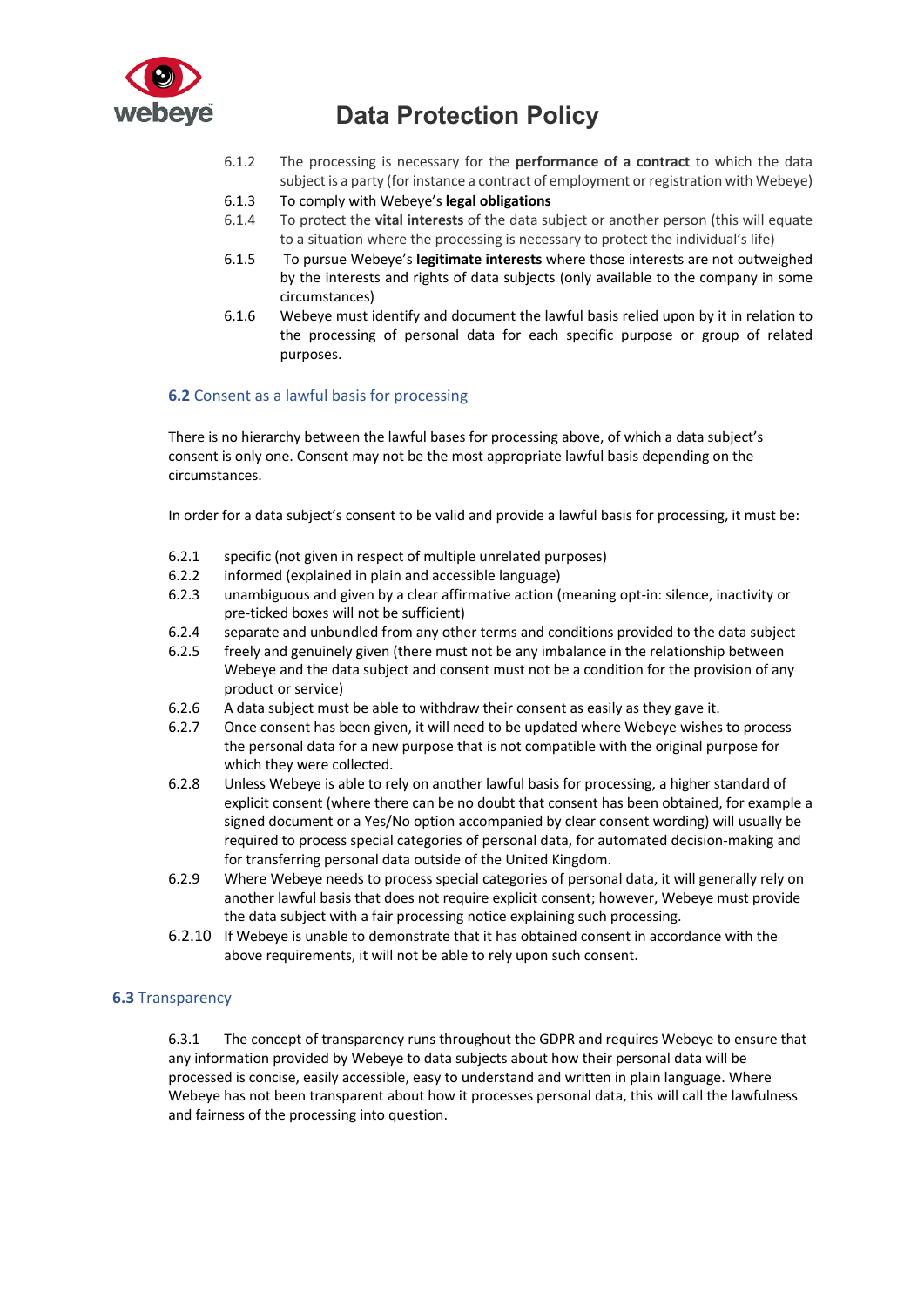6.1.2 The processing is necessary for the **performance of a contract** to which the data subject is a party (for instance a contract of employment or registration with Webeye)

6.1.3 To comply with Webeye's **legal obligations**

6.1.4 To protect the **vital interests** of the data subject or another person (this will equate to a situation where the processing is necessary to protect the individual's life)

6.1.5 To pursue Webeye's **legitimate interests** where those interests are not outweighed by the interests and rights of data subjects (only available to the company in some circumstances)

6.1.6 Webeye must identify and document the lawful basis relied upon by it in relation to the processing of personal data for each specific purpose or group of related purposes.

### **6.2** Consent as a lawful basis for processing

There is no hierarchy between the lawful bases for processing above, of which a data subject's consent is only one. Consent may not be the most appropriate lawful basis depending on the circumstances.

In order for a data subject's consent to be valid and provide a lawful basis for processing, it must be:

6.2.1 specific (not given in respect of multiple unrelated purposes)

6.2.2 informed (explained in plain and accessible language)

6.2.3 unambiguous and given by a clear affirmative action (meaning opt-in: silence, inactivity or pre-ticked boxes will not be sufficient)

6.2.4 separate and unbundled from any other terms and conditions provided to the data subject

6.2.5 freely and genuinely given (there must not be any imbalance in the relationship between Webeye and the data subject and consent must not be a condition for the provision of any product or service)

6.2.6 A data subject must be able to withdraw their consent as easily as they gave it.

6.2.7 Once consent has been given, it will need to be updated where Webeye wishes to process the personal data for a new purpose that is not compatible with the original purpose for which they were collected.

6.2.8 Unless Webeye is able to rely on another lawful basis for processing, a higher standard of explicit consent (where there can be no doubt that consent has been obtained, for example a signed document or a Yes/No option accompanied by clear consent wording) will usually be required to process special categories of personal data, for automated decision-making and for transferring personal data outside of the United Kingdom.

6.2.9 Where Webeye needs to process special categories of personal data, it will generally rely on another lawful basis that does not require explicit consent; however, Webeye must provide the data subject with a fair processing notice explaining such processing.

6.2.10 If Webeye is unable to demonstrate that it has obtained consent in accordance with the above requirements, it will not be able to rely upon such consent.

### **6.3** Transparency

6.3.1 The concept of transparency runs throughout the GDPR and requires Webeye to ensure that any information provided by Webeye to data subjects about how their personal data will be processed is concise, easily accessible, easy to understand and written in plain language. Where Webeye has not been transparent about how it processes personal data, this will call the lawfulness and fairness of the processing into question.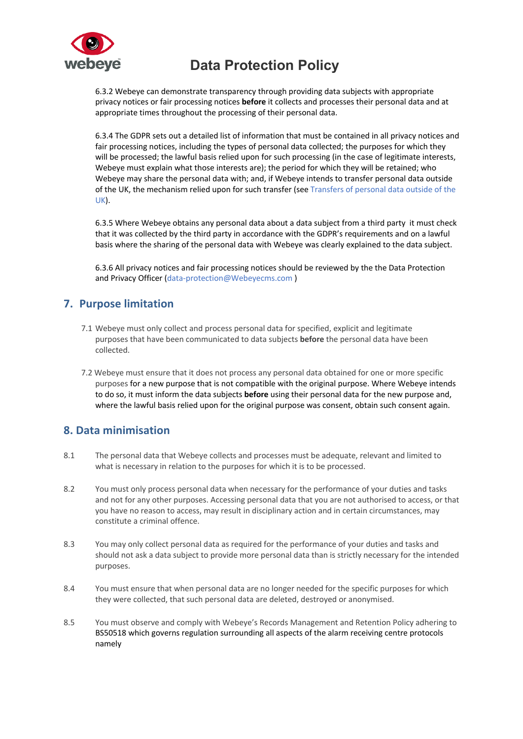6.3.2 Webeye can demonstrate transparency through providing data subjects with appropriate privacy notices or fair processing notices **before** it collects and processes their personal data and at appropriate times throughout the processing of their personal data.

6.3.4 The GDPR sets out a detailed list of information that must be contained in all privacy notices and fair processing notices, including the types of personal data collected; the purposes for which they will be processed; the lawful basis relied upon for such processing (in the case of legitimate interests, Webeye must explain what those interests are); the period for which they will be retained; who Webeye may share the personal data with; and, if Webeye intends to transfer personal data outside of the UK, the mechanism relied upon for such transfer (see Transfers of personal data outside of the UK).

6.3.5 Where Webeye obtains any personal data about a data subject from a third party it must check that it was collected by the third party in accordance with the GDPR's requirements and on a lawful basis where the sharing of the personal data with Webeye was clearly explained to the data subject.

6.3.6 All privacy notices and fair processing notices should be reviewed by the the Data Protection and Privacy Officer (data-protection@Webeyecms.com )

## 7. Purpose limitation

7.1 Webeye must only collect and process personal data for specified, explicit and legitimate purposes that have been communicated to data subjects **before** the personal data have been collected.

7.2 Webeye must ensure that it does not process any personal data obtained for one or more specific purposes for a new purpose that is not compatible with the original purpose. Where Webeye intends to do so, it must inform the data subjects **before** using their personal data for the new purpose and, where the lawful basis relied upon for the original purpose was consent, obtain such consent again.

## 8. Data minimisation

8.1 The personal data that Webeye collects and processes must be adequate, relevant and limited to what is necessary in relation to the purposes for which it is to be processed.

8.2 You must only process personal data when necessary for the performance of your duties and tasks and not for any other purposes. Accessing personal data that you are not authorised to access, or that you have no reason to access, may result in disciplinary action and in certain circumstances, may constitute a criminal offence.

8.3 You may only collect personal data as required for the performance of your duties and tasks and should not ask a data subject to provide more personal data than is strictly necessary for the intended purposes.

8.4 You must ensure that when personal data are no longer needed for the specific purposes for which they were collected, that such personal data are deleted, destroyed or anonymised.

8.5 You must observe and comply with Webeye's Records Management and Retention Policy adhering to BS50518 which governs regulation surrounding all aspects of the alarm receiving centre protocols namely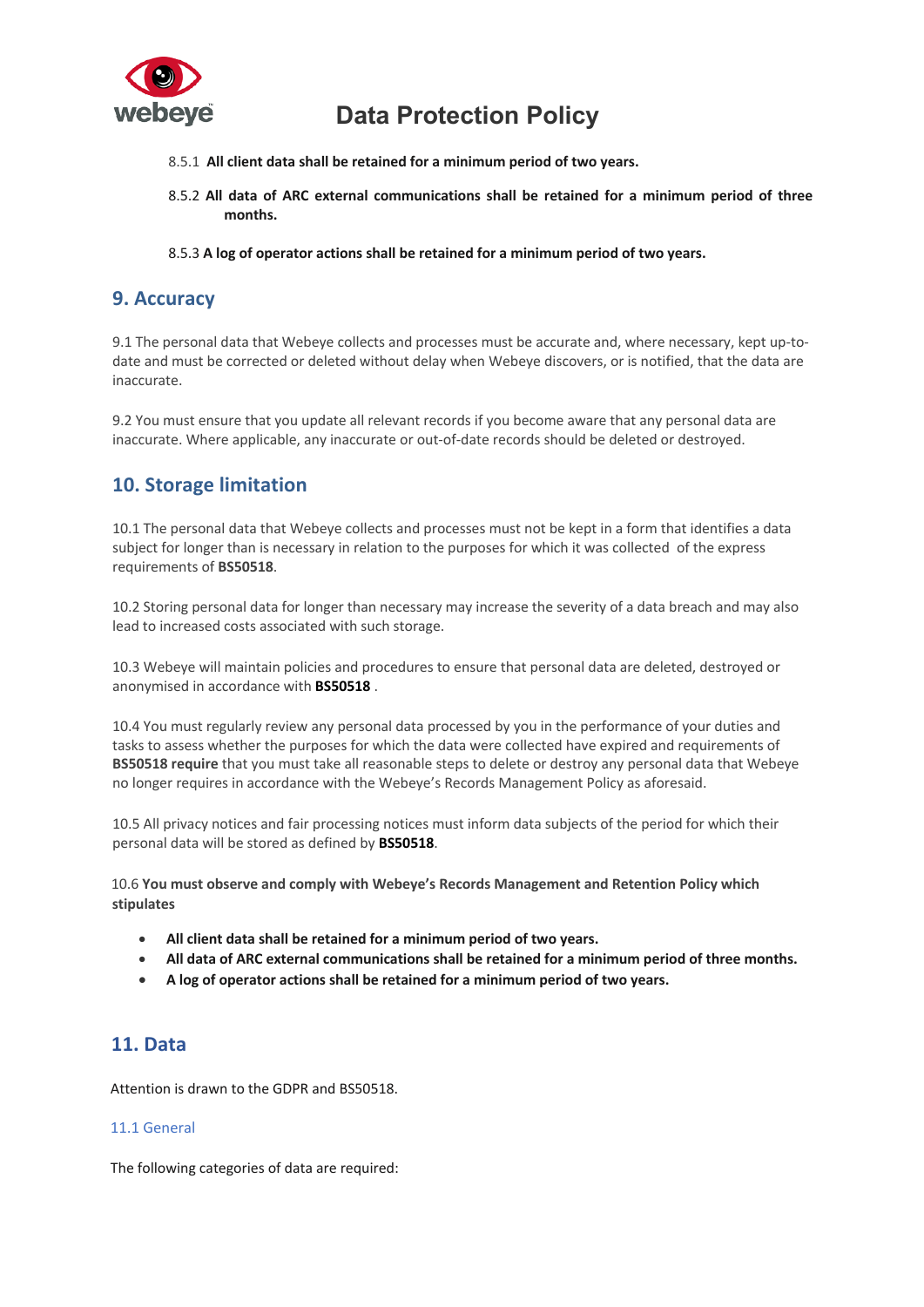8.5.1 **All client data shall be retained for a minimum period of two years.**

8.5.2 **All data of ARC external communications shall be retained for a minimum period of three months.**

8.5.3 **A log of operator actions shall be retained for a minimum period of two years.**

## 9. Accuracy

9.1 The personal data that Webeye collects and processes must be accurate and, where necessary, kept up-to-date and must be corrected or deleted without delay when Webeye discovers, or is notified, that the data are inaccurate.

9.2 You must ensure that you update all relevant records if you become aware that any personal data are inaccurate. Where applicable, any inaccurate or out-of-date records should be deleted or destroyed.

## 10. Storage limitation

10.1 The personal data that Webeye collects and processes must not be kept in a form that identifies a data subject for longer than is necessary in relation to the purposes for which it was collected of the express requirements of **BS50518**.

10.2 Storing personal data for longer than necessary may increase the severity of a data breach and may also lead to increased costs associated with such storage.

10.3 Webeye will maintain policies and procedures to ensure that personal data are deleted, destroyed or anonymised in accordance with **BS50518** .

10.4 You must regularly review any personal data processed by you in the performance of your duties and tasks to assess whether the purposes for which the data were collected have expired and requirements of **BS50518 require** that you must take all reasonable steps to delete or destroy any personal data that Webeye no longer requires in accordance with the Webeye's Records Management Policy as aforesaid.

10.5 All privacy notices and fair processing notices must inform data subjects of the period for which their personal data will be stored as defined by **BS50518**.

10.6 **You must observe and comply with Webeye's Records Management and Retention Policy which stipulates**

- **All client data shall be retained for a minimum period of two years.**
- **All data of ARC external communications shall be retained for a minimum period of three months.**
- **A log of operator actions shall be retained for a minimum period of two years.**

## 11. Data

Attention is drawn to the GDPR and BS50518.

### 11.1 General

The following categories of data are required: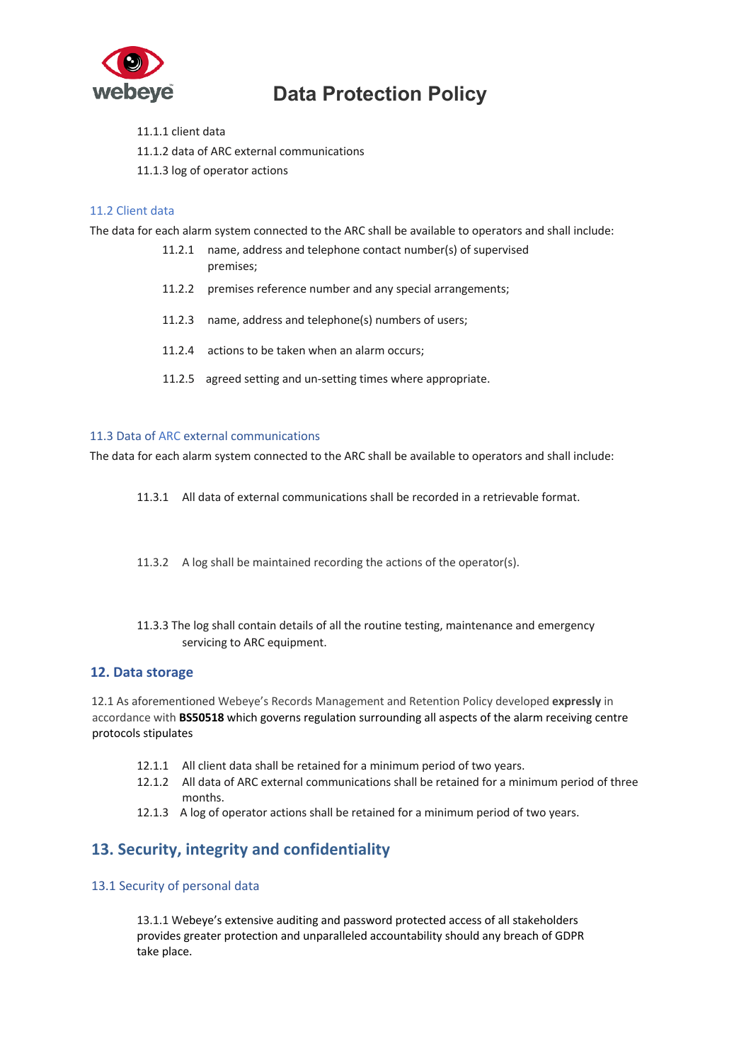11.1.1 client data

11.1.2 data of ARC external communications

11.1.3 log of operator actions

### 11.2 Client data

The data for each alarm system connected to the ARC shall be available to operators and shall include:

11.2.1 name, address and telephone contact number(s) of supervised premises;

11.2.2 premises reference number and any special arrangements;

11.2.3 name, address and telephone(s) numbers of users;

11.2.4 actions to be taken when an alarm occurs;

11.2.5 agreed setting and un-setting times where appropriate.

### 11.3 Data of ARC external communications

The data for each alarm system connected to the ARC shall be available to operators and shall include:

11.3.1 All data of external communications shall be recorded in a retrievable format.

11.3.2 A log shall be maintained recording the actions of the operator(s).

11.3.3 The log shall contain details of all the routine testing, maintenance and emergency servicing to ARC equipment.

## 12. Data storage

12.1 As aforementioned Webeye's Records Management and Retention Policy developed **expressly** in accordance with **BS50518** which governs regulation surrounding all aspects of the alarm receiving centre protocols stipulates

12.1.1 All client data shall be retained for a minimum period of two years.

12.1.2 All data of ARC external communications shall be retained for a minimum period of three months.

12.1.3 A log of operator actions shall be retained for a minimum period of two years.

## 13. Security, integrity and confidentiality

### 13.1 Security of personal data

13.1.1 Webeye's extensive auditing and password protected access of all stakeholders provides greater protection and unparalleled accountability should any breach of GDPR take place.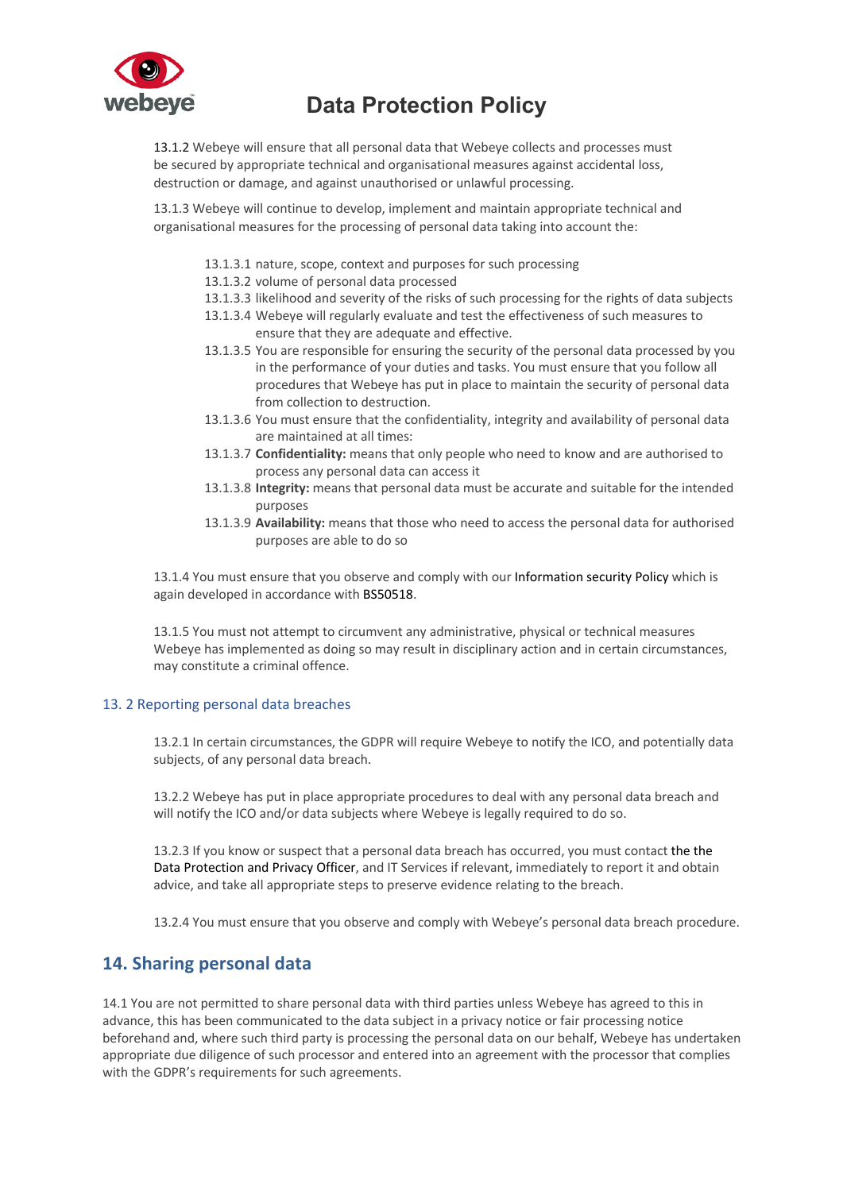13.1.2 Webeye will ensure that all personal data that Webeye collects and processes must be secured by appropriate technical and organisational measures against accidental loss, destruction or damage, and against unauthorised or unlawful processing.

13.1.3 Webeye will continue to develop, implement and maintain appropriate technical and organisational measures for the processing of personal data taking into account the:

13.1.3.1 nature, scope, context and purposes for such processing
13.1.3.2 volume of personal data processed
13.1.3.3 likelihood and severity of the risks of such processing for the rights of data subjects
13.1.3.4 Webeye will regularly evaluate and test the effectiveness of such measures to ensure that they are adequate and effective.
13.1.3.5 You are responsible for ensuring the security of the personal data processed by you in the performance of your duties and tasks. You must ensure that you follow all procedures that Webeye has put in place to maintain the security of personal data from collection to destruction.
13.1.3.6 You must ensure that the confidentiality, integrity and availability of personal data are maintained at all times:
13.1.3.7 **Confidentiality:** means that only people who need to know and are authorised to process any personal data can access it
13.1.3.8 **Integrity:** means that personal data must be accurate and suitable for the intended purposes
13.1.3.9 **Availability:** means that those who need to access the personal data for authorised purposes are able to do so

13.1.4 You must ensure that you observe and comply with our Information security Policy which is again developed in accordance with BS50518.

13.1.5 You must not attempt to circumvent any administrative, physical or technical measures Webeye has implemented as doing so may result in disciplinary action and in certain circumstances, may constitute a criminal offence.

### 13. 2 Reporting personal data breaches

13.2.1 In certain circumstances, the GDPR will require Webeye to notify the ICO, and potentially data subjects, of any personal data breach.

13.2.2 Webeye has put in place appropriate procedures to deal with any personal data breach and will notify the ICO and/or data subjects where Webeye is legally required to do so.

13.2.3 If you know or suspect that a personal data breach has occurred, you must contact the the Data Protection and Privacy Officer, and IT Services if relevant, immediately to report it and obtain advice, and take all appropriate steps to preserve evidence relating to the breach.

13.2.4 You must ensure that you observe and comply with Webeye's personal data breach procedure.

## 14. Sharing personal data

14.1 You are not permitted to share personal data with third parties unless Webeye has agreed to this in advance, this has been communicated to the data subject in a privacy notice or fair processing notice beforehand and, where such third party is processing the personal data on our behalf, Webeye has undertaken appropriate due diligence of such processor and entered into an agreement with the processor that complies with the GDPR's requirements for such agreements.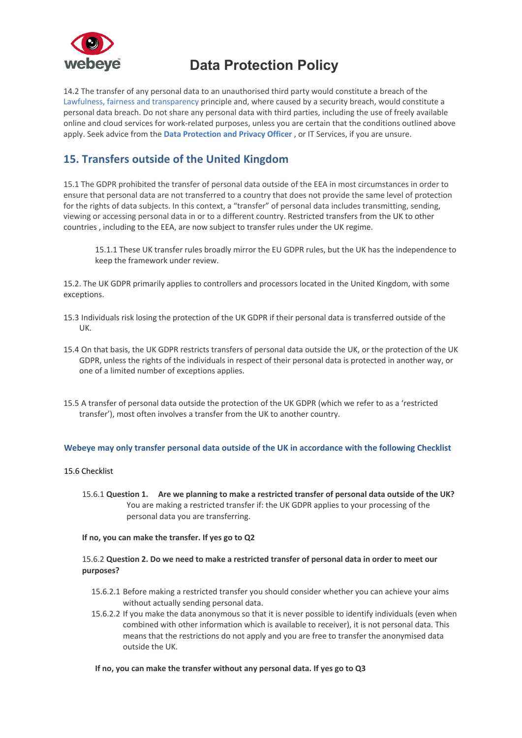14.2 The transfer of any personal data to an unauthorised third party would constitute a breach of the Lawfulness, fairness and transparency principle and, where caused by a security breach, would constitute a personal data breach. Do not share any personal data with third parties, including the use of freely available online and cloud services for work-related purposes, unless you are certain that the conditions outlined above apply. Seek advice from the **Data Protection and Privacy Officer** , or IT Services, if you are unsure.

## 15. Transfers outside of the United Kingdom

15.1 The GDPR prohibited the transfer of personal data outside of the EEA in most circumstances in order to ensure that personal data are not transferred to a country that does not provide the same level of protection for the rights of data subjects. In this context, a "transfer" of personal data includes transmitting, sending, viewing or accessing personal data in or to a different country. Restricted transfers from the UK to other countries , including to the EEA, are now subject to transfer rules under the UK regime.

15.1.1 These UK transfer rules broadly mirror the EU GDPR rules, but the UK has the independence to keep the framework under review.

15.2. The UK GDPR primarily applies to controllers and processors located in the United Kingdom, with some exceptions.

15.3 Individuals risk losing the protection of the UK GDPR if their personal data is transferred outside of the UK.

15.4 On that basis, the UK GDPR restricts transfers of personal data outside the UK, or the protection of the UK GDPR, unless the rights of the individuals in respect of their personal data is protected in another way, or one of a limited number of exceptions applies.

15.5 A transfer of personal data outside the protection of the UK GDPR (which we refer to as a 'restricted transfer'), most often involves a transfer from the UK to another country.

**Webeye may only transfer personal data outside of the UK in accordance with the following Checklist**

15.6 Checklist

15.6.1 **Question 1. Are we planning to make a restricted transfer of personal data outside of the UK?** You are making a restricted transfer if: the UK GDPR applies to your processing of the personal data you are transferring.

**If no, you can make the transfer. If yes go to Q2**

15.6.2 **Question 2. Do we need to make a restricted transfer of personal data in order to meet our purposes?**

15.6.2.1 Before making a restricted transfer you should consider whether you can achieve your aims without actually sending personal data.

15.6.2.2 If you make the data anonymous so that it is never possible to identify individuals (even when combined with other information which is available to receiver), it is not personal data. This means that the restrictions do not apply and you are free to transfer the anonymised data outside the UK.

**If no, you can make the transfer without any personal data. If yes go to Q3**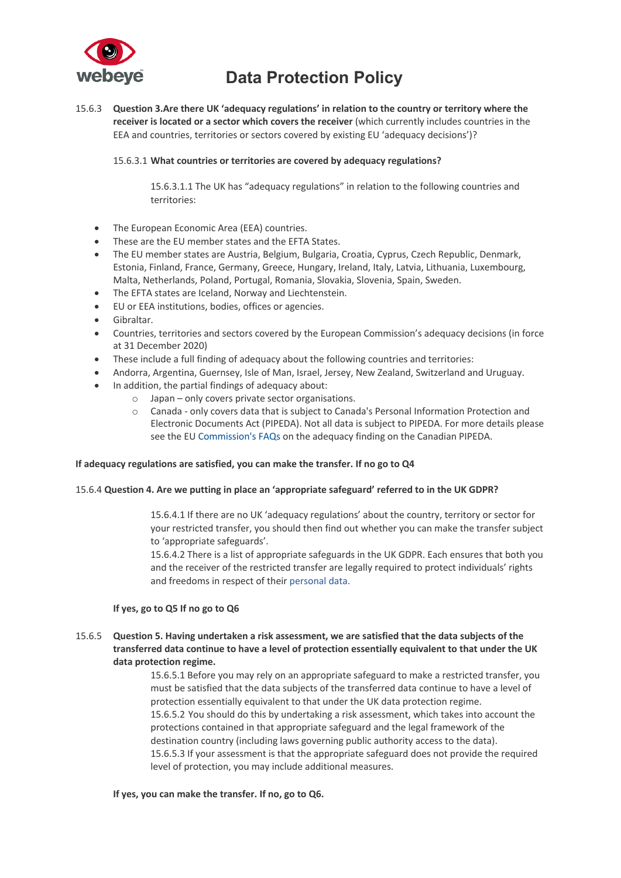15.6.3 **Question 3.Are there UK 'adequacy regulations' in relation to the country or territory where the receiver is located or a sector which covers the receiver** (which currently includes countries in the EEA and countries, territories or sectors covered by existing EU 'adequacy decisions')?

15.6.3.1 **What countries or territories are covered by adequacy regulations?**

15.6.3.1.1 The UK has "adequacy regulations" in relation to the following countries and territories:

- The European Economic Area (EEA) countries.
- These are the EU member states and the EFTA States.
- The EU member states are Austria, Belgium, Bulgaria, Croatia, Cyprus, Czech Republic, Denmark, Estonia, Finland, France, Germany, Greece, Hungary, Ireland, Italy, Latvia, Lithuania, Luxembourg, Malta, Netherlands, Poland, Portugal, Romania, Slovakia, Slovenia, Spain, Sweden.
- The EFTA states are Iceland, Norway and Liechtenstein.
- EU or EEA institutions, bodies, offices or agencies.
- Gibraltar.
- Countries, territories and sectors covered by the European Commission's adequacy decisions (in force at 31 December 2020)
- These include a full finding of adequacy about the following countries and territories:
- Andorra, Argentina, Guernsey, Isle of Man, Israel, Jersey, New Zealand, Switzerland and Uruguay.
- In addition, the partial findings of adequacy about:
  - Japan – only covers private sector organisations.
  - Canada - only covers data that is subject to Canada's Personal Information Protection and Electronic Documents Act (PIPEDA). Not all data is subject to PIPEDA. For more details please see the EU Commission's FAQs on the adequacy finding on the Canadian PIPEDA.

**If adequacy regulations are satisfied, you can make the transfer. If no go to Q4**

15.6.4 **Question 4. Are we putting in place an 'appropriate safeguard' referred to in the UK GDPR?**

15.6.4.1 If there are no UK 'adequacy regulations' about the country, territory or sector for your restricted transfer, you should then find out whether you can make the transfer subject to 'appropriate safeguards'.
15.6.4.2 There is a list of appropriate safeguards in the UK GDPR. Each ensures that both you and the receiver of the restricted transfer are legally required to protect individuals' rights and freedoms in respect of their personal data.

**If yes, go to Q5 If no go to Q6**

15.6.5 **Question 5. Having undertaken a risk assessment, we are satisfied that the data subjects of the transferred data continue to have a level of protection essentially equivalent to that under the UK data protection regime.**

15.6.5.1 Before you may rely on an appropriate safeguard to make a restricted transfer, you must be satisfied that the data subjects of the transferred data continue to have a level of protection essentially equivalent to that under the UK data protection regime.
15.6.5.2 You should do this by undertaking a risk assessment, which takes into account the protections contained in that appropriate safeguard and the legal framework of the destination country (including laws governing public authority access to the data).
15.6.5.3 If your assessment is that the appropriate safeguard does not provide the required level of protection, you may include additional measures.

**If yes, you can make the transfer. If no, go to Q6.**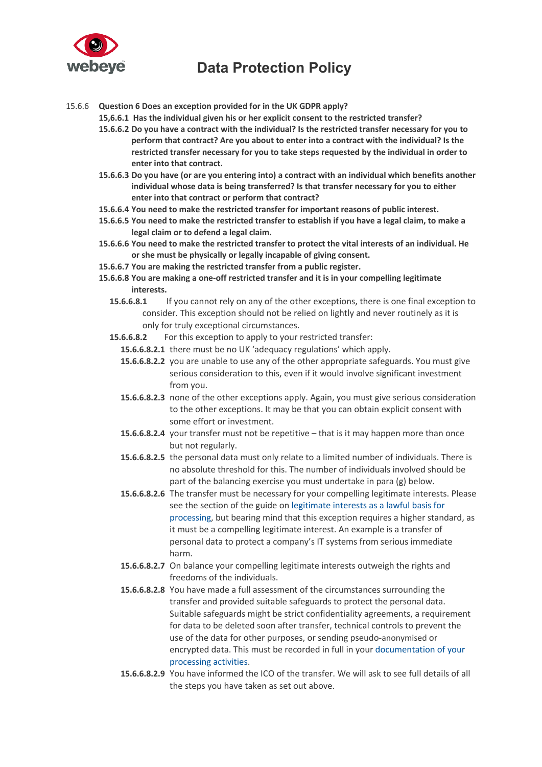15.6.6 **Question 6 Does an exception provided for in the UK GDPR apply?**

**15,6.6.1 Has the individual given his or her explicit consent to the restricted transfer?**

**15.6.6.2 Do you have a contract with the individual? Is the restricted transfer necessary for you to perform that contract? Are you about to enter into a contract with the individual? Is the restricted transfer necessary for you to take steps requested by the individual in order to enter into that contract.**

**15.6.6.3 Do you have (or are you entering into) a contract with an individual which benefits another individual whose data is being transferred? Is that transfer necessary for you to either enter into that contract or perform that contract?**

**15.6.6.4 You need to make the restricted transfer for important reasons of public interest.**

**15.6.6.5 You need to make the restricted transfer to establish if you have a legal claim, to make a legal claim or to defend a legal claim.**

**15.6.6.6 You need to make the restricted transfer to protect the vital interests of an individual. He or she must be physically or legally incapable of giving consent.**

**15.6.6.7 You are making the restricted transfer from a public register.**

**15.6.6.8 You are making a one-off restricted transfer and it is in your compelling legitimate interests.**

**15.6.6.8.1** If you cannot rely on any of the other exceptions, there is one final exception to consider. This exception should not be relied on lightly and never routinely as it is only for truly exceptional circumstances.

**15.6.6.8.2** For this exception to apply to your restricted transfer:

**15.6.6.8.2.1** there must be no UK 'adequacy regulations' which apply.

**15.6.6.8.2.2** you are unable to use any of the other appropriate safeguards. You must give serious consideration to this, even if it would involve significant investment from you.

**15.6.6.8.2.3** none of the other exceptions apply. Again, you must give serious consideration to the other exceptions. It may be that you can obtain explicit consent with some effort or investment.

**15.6.6.8.2.4** your transfer must not be repetitive – that is it may happen more than once but not regularly.

**15.6.6.8.2.5** the personal data must only relate to a limited number of individuals. There is no absolute threshold for this. The number of individuals involved should be part of the balancing exercise you must undertake in para (g) below.

**15.6.6.8.2.6** The transfer must be necessary for your compelling legitimate interests. Please see the section of the guide on legitimate interests as a lawful basis for processing, but bearing mind that this exception requires a higher standard, as it must be a compelling legitimate interest. An example is a transfer of personal data to protect a company's IT systems from serious immediate harm.

**15.6.6.8.2.7** On balance your compelling legitimate interests outweigh the rights and freedoms of the individuals.

**15.6.6.8.2.8** You have made a full assessment of the circumstances surrounding the transfer and provided suitable safeguards to protect the personal data. Suitable safeguards might be strict confidentiality agreements, a requirement for data to be deleted soon after transfer, technical controls to prevent the use of the data for other purposes, or sending pseudo-anonymised or encrypted data. This must be recorded in full in your documentation of your processing activities.

**15.6.6.8.2.9** You have informed the ICO of the transfer. We will ask to see full details of all the steps you have taken as set out above.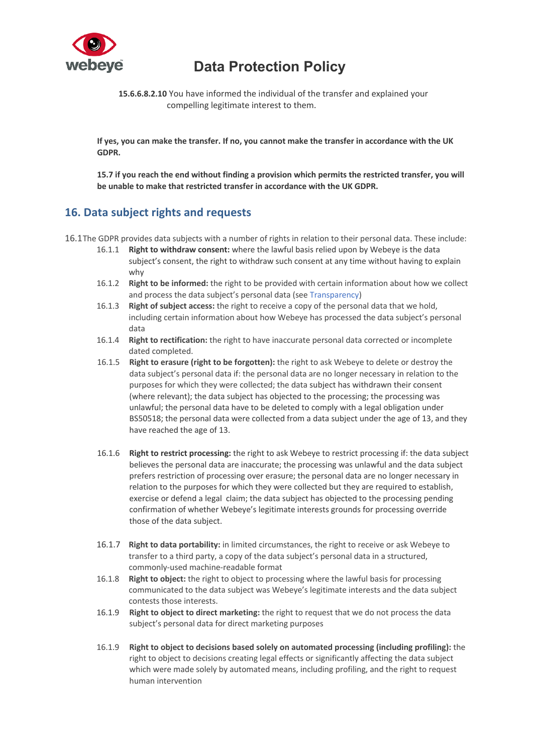**15.6.6.8.2.10** You have informed the individual of the transfer and explained your compelling legitimate interest to them.

**If yes, you can make the transfer. If no, you cannot make the transfer in accordance with the UK GDPR.**

**15.7 if you reach the end without finding a provision which permits the restricted transfer, you will be unable to make that restricted transfer in accordance with the UK GDPR.**

## 16. Data subject rights and requests

16.1 The GDPR provides data subjects with a number of rights in relation to their personal data. These include:

16.1.1 **Right to withdraw consent:** where the lawful basis relied upon by Webeye is the data subject's consent, the right to withdraw such consent at any time without having to explain why

16.1.2 **Right to be informed:** the right to be provided with certain information about how we collect and process the data subject's personal data (see Transparency)

16.1.3 **Right of subject access:** the right to receive a copy of the personal data that we hold, including certain information about how Webeye has processed the data subject's personal data

16.1.4 **Right to rectification:** the right to have inaccurate personal data corrected or incomplete dated completed.

16.1.5 **Right to erasure (right to be forgotten):** the right to ask Webeye to delete or destroy the data subject's personal data if: the personal data are no longer necessary in relation to the purposes for which they were collected; the data subject has withdrawn their consent (where relevant); the data subject has objected to the processing; the processing was unlawful; the personal data have to be deleted to comply with a legal obligation under BS50518; the personal data were collected from a data subject under the age of 13, and they have reached the age of 13.

16.1.6 **Right to restrict processing:** the right to ask Webeye to restrict processing if: the data subject believes the personal data are inaccurate; the processing was unlawful and the data subject prefers restriction of processing over erasure; the personal data are no longer necessary in relation to the purposes for which they were collected but they are required to establish, exercise or defend a legal claim; the data subject has objected to the processing pending confirmation of whether Webeye's legitimate interests grounds for processing override those of the data subject.

16.1.7 **Right to data portability:** in limited circumstances, the right to receive or ask Webeye to transfer to a third party, a copy of the data subject's personal data in a structured, commonly-used machine-readable format

16.1.8 **Right to object:** the right to object to processing where the lawful basis for processing communicated to the data subject was Webeye's legitimate interests and the data subject contests those interests.

16.1.9 **Right to object to direct marketing:** the right to request that we do not process the data subject's personal data for direct marketing purposes

16.1.9 **Right to object to decisions based solely on automated processing (including profiling):** the right to object to decisions creating legal effects or significantly affecting the data subject which were made solely by automated means, including profiling, and the right to request human intervention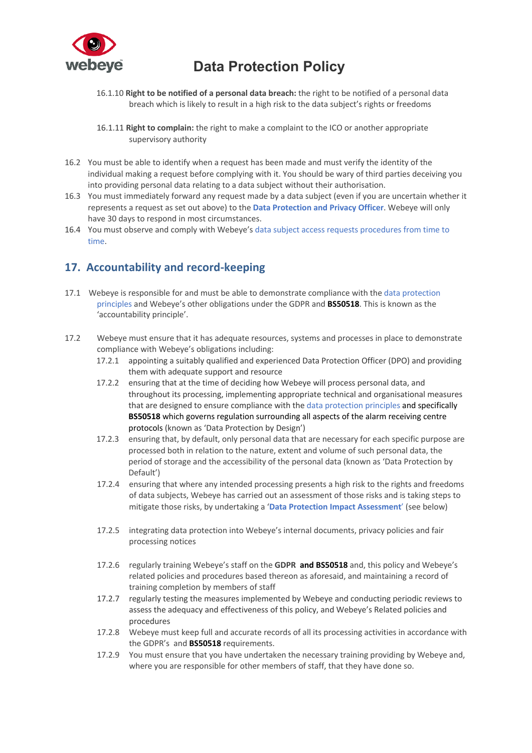16.1.10 **Right to be notified of a personal data breach:** the right to be notified of a personal data breach which is likely to result in a high risk to the data subject's rights or freedoms

16.1.11 **Right to complain:** the right to make a complaint to the ICO or another appropriate supervisory authority

16.2 You must be able to identify when a request has been made and must verify the identity of the individual making a request before complying with it. You should be wary of third parties deceiving you into providing personal data relating to a data subject without their authorisation.

16.3 You must immediately forward any request made by a data subject (even if you are uncertain whether it represents a request as set out above) to the **Data Protection and Privacy Officer**. Webeye will only have 30 days to respond in most circumstances.

16.4 You must observe and comply with Webeye's data subject access requests procedures from time to time.

## 17. Accountability and record-keeping

17.1 Webeye is responsible for and must be able to demonstrate compliance with the data protection principles and Webeye's other obligations under the GDPR and **BS50518**. This is known as the 'accountability principle'.

17.2 Webeye must ensure that it has adequate resources, systems and processes in place to demonstrate compliance with Webeye's obligations including:

17.2.1 appointing a suitably qualified and experienced Data Protection Officer (DPO) and providing them with adequate support and resource

17.2.2 ensuring that at the time of deciding how Webeye will process personal data, and throughout its processing, implementing appropriate technical and organisational measures that are designed to ensure compliance with the data protection principles and specifically **BS50518** which governs regulation surrounding all aspects of the alarm receiving centre protocols (known as 'Data Protection by Design')

17.2.3 ensuring that, by default, only personal data that are necessary for each specific purpose are processed both in relation to the nature, extent and volume of such personal data, the period of storage and the accessibility of the personal data (known as 'Data Protection by Default')

17.2.4 ensuring that where any intended processing presents a high risk to the rights and freedoms of data subjects, Webeye has carried out an assessment of those risks and is taking steps to mitigate those risks, by undertaking a '**Data Protection Impact Assessment**' (see below)

17.2.5 integrating data protection into Webeye's internal documents, privacy policies and fair processing notices

17.2.6 regularly training Webeye's staff on the **GDPR and BS50518** and, this policy and Webeye's related policies and procedures based thereon as aforesaid, and maintaining a record of training completion by members of staff

17.2.7 regularly testing the measures implemented by Webeye and conducting periodic reviews to assess the adequacy and effectiveness of this policy, and Webeye's Related policies and procedures

17.2.8 Webeye must keep full and accurate records of all its processing activities in accordance with the GDPR's and **BS50518** requirements.

17.2.9 You must ensure that you have undertaken the necessary training providing by Webeye and, where you are responsible for other members of staff, that they have done so.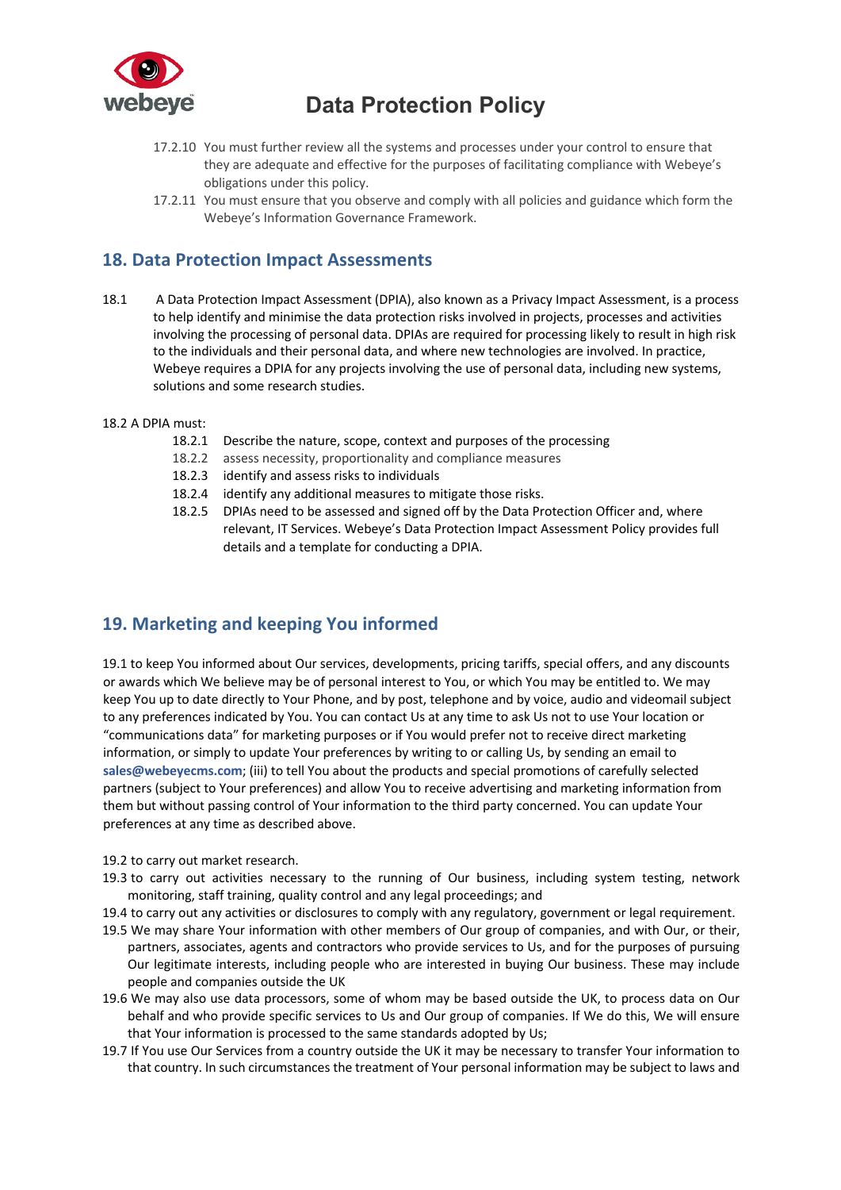17.2.10 You must further review all the systems and processes under your control to ensure that they are adequate and effective for the purposes of facilitating compliance with Webeye's obligations under this policy.

17.2.11 You must ensure that you observe and comply with all policies and guidance which form the Webeye's Information Governance Framework.

## 18. Data Protection Impact Assessments

18.1 A Data Protection Impact Assessment (DPIA), also known as a Privacy Impact Assessment, is a process to help identify and minimise the data protection risks involved in projects, processes and activities involving the processing of personal data. DPIAs are required for processing likely to result in high risk to the individuals and their personal data, and where new technologies are involved. In practice, Webeye requires a DPIA for any projects involving the use of personal data, including new systems, solutions and some research studies.

18.2 A DPIA must:

18.2.1 Describe the nature, scope, context and purposes of the processing

18.2.2 assess necessity, proportionality and compliance measures

18.2.3 identify and assess risks to individuals

18.2.4 identify any additional measures to mitigate those risks.

18.2.5 DPIAs need to be assessed and signed off by the Data Protection Officer and, where relevant, IT Services. Webeye's Data Protection Impact Assessment Policy provides full details and a template for conducting a DPIA.

## 19. Marketing and keeping You informed

19.1 to keep You informed about Our services, developments, pricing tariffs, special offers, and any discounts or awards which We believe may be of personal interest to You, or which You may be entitled to. We may keep You up to date directly to Your Phone, and by post, telephone and by voice, audio and videomail subject to any preferences indicated by You. You can contact Us at any time to ask Us not to use Your location or "communications data" for marketing purposes or if You would prefer not to receive direct marketing information, or simply to update Your preferences by writing to or calling Us, by sending an email to **sales@webeyecms.com**; (iii) to tell You about the products and special promotions of carefully selected partners (subject to Your preferences) and allow You to receive advertising and marketing information from them but without passing control of Your information to the third party concerned. You can update Your preferences at any time as described above.

19.2 to carry out market research.

19.3 to carry out activities necessary to the running of Our business, including system testing, network monitoring, staff training, quality control and any legal proceedings; and

19.4 to carry out any activities or disclosures to comply with any regulatory, government or legal requirement.

19.5 We may share Your information with other members of Our group of companies, and with Our, or their, partners, associates, agents and contractors who provide services to Us, and for the purposes of pursuing Our legitimate interests, including people who are interested in buying Our business. These may include people and companies outside the UK

19.6 We may also use data processors, some of whom may be based outside the UK, to process data on Our behalf and who provide specific services to Us and Our group of companies. If We do this, We will ensure that Your information is processed to the same standards adopted by Us;

19.7 If You use Our Services from a country outside the UK it may be necessary to transfer Your information to that country. In such circumstances the treatment of Your personal information may be subject to laws and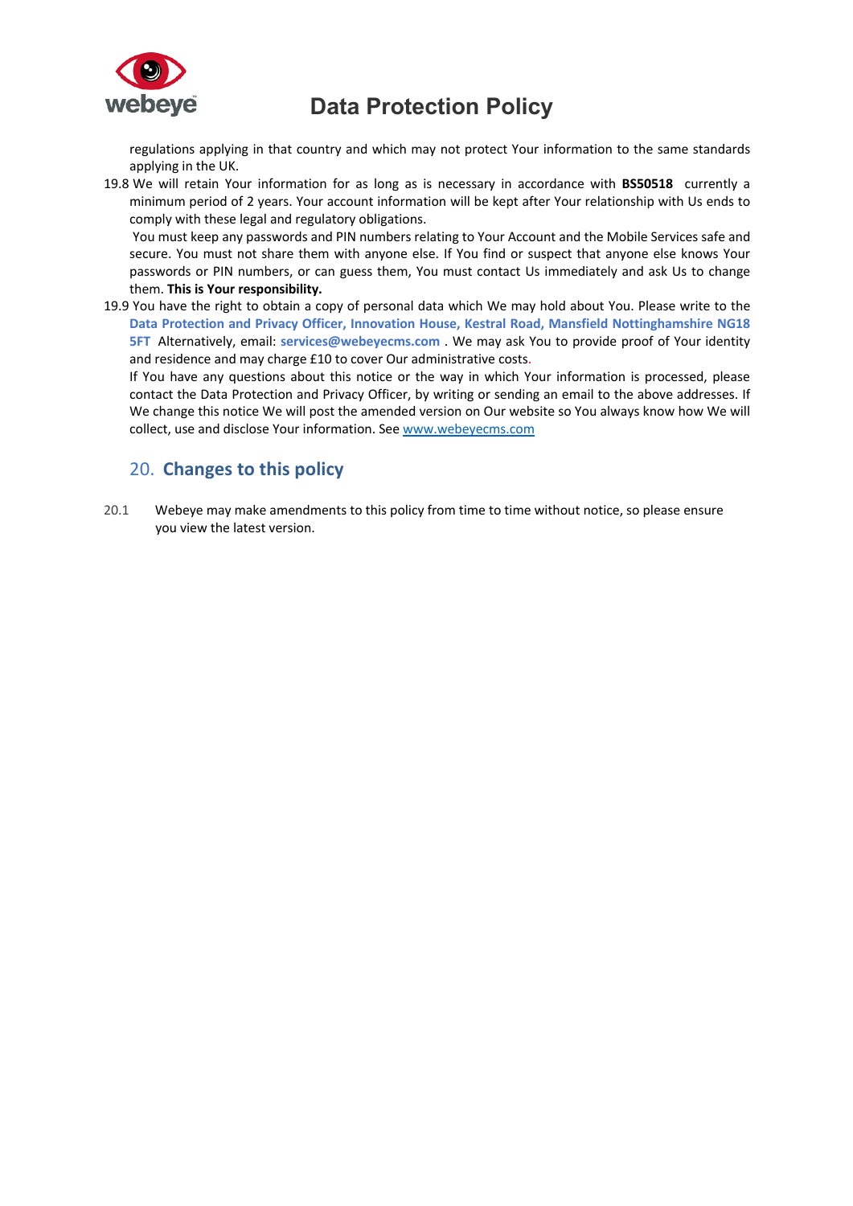regulations applying in that country and which may not protect Your information to the same standards applying in the UK.

19.8 We will retain Your information for as long as is necessary in accordance with **BS50518** currently a minimum period of 2 years. Your account information will be kept after Your relationship with Us ends to comply with these legal and regulatory obligations.

You must keep any passwords and PIN numbers relating to Your Account and the Mobile Services safe and secure. You must not share them with anyone else. If You find or suspect that anyone else knows Your passwords or PIN numbers, or can guess them, You must contact Us immediately and ask Us to change them. **This is Your responsibility.**

19.9 You have the right to obtain a copy of personal data which We may hold about You. Please write to the **Data Protection and Privacy Officer, Innovation House, Kestral Road, Mansfield Nottinghamshire NG18 5FT** Alternatively, email: **services@webeyecms.com** . We may ask You to provide proof of Your identity and residence and may charge £10 to cover Our administrative costs.

If You have any questions about this notice or the way in which Your information is processed, please contact the Data Protection and Privacy Officer, by writing or sending an email to the above addresses. If We change this notice We will post the amended version on Our website so You always know how We will collect, use and disclose Your information. See www.webeyecms.com

## 20. Changes to this policy

20.1 Webeye may make amendments to this policy from time to time without notice, so please ensure you view the latest version.